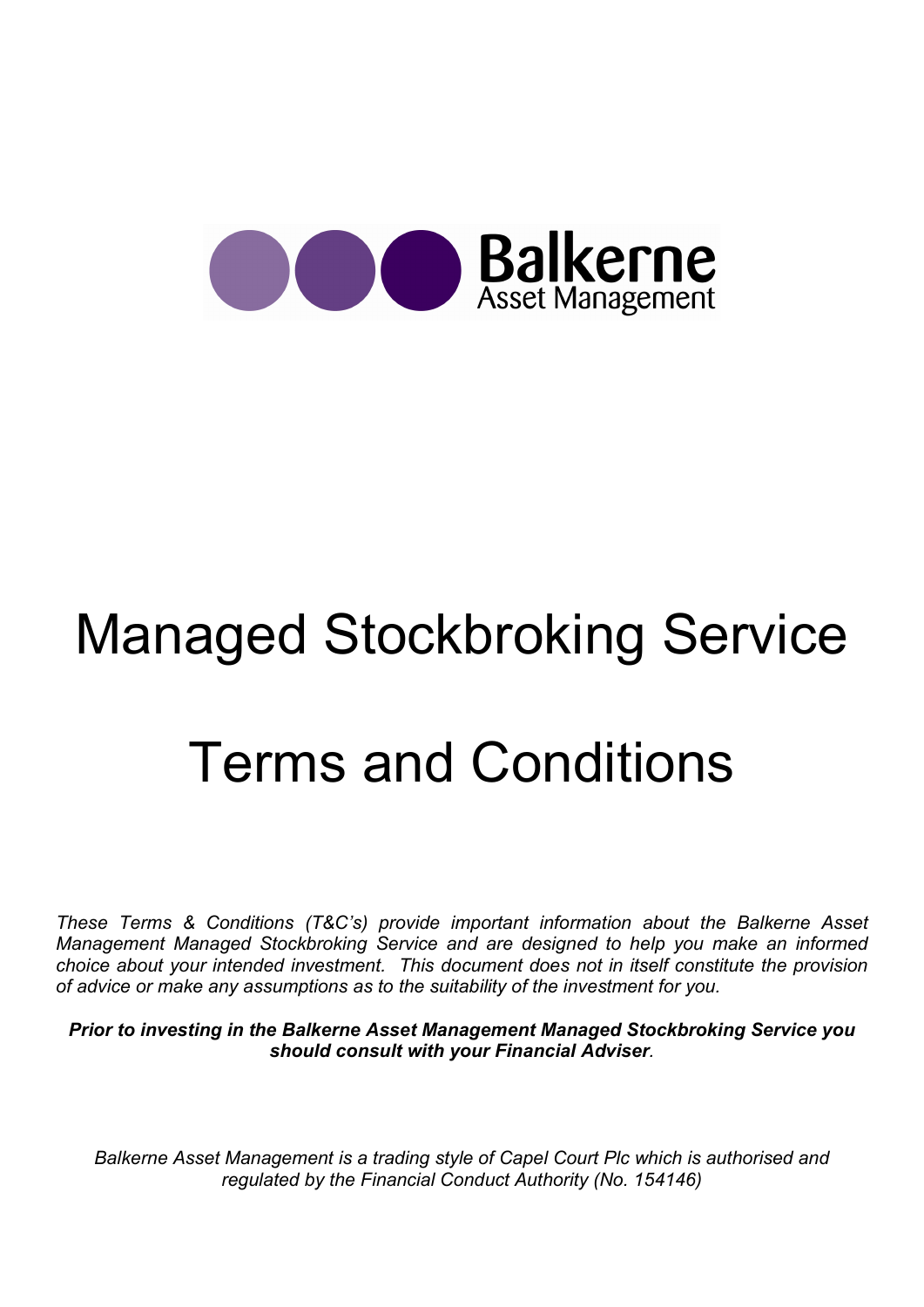Balkerne
Asset Management

# Managed Stockbroking Service

# Terms and Conditions

*These Terms & Conditions (T&C's) provide important information about the Balkerne Asset Management Managed Stockbroking Service and are designed to help you make an informed choice about your intended investment. This document does not in itself constitute the provision of advice or make any assumptions as to the suitability of the investment for you.*

***Prior to investing in the Balkerne Asset Management Managed Stockbroking Service you should consult with your Financial Adviser.***

*Balkerne Asset Management is a trading style of Capel Court Plc which is authorised and regulated by the Financial Conduct Authority (No. 154146)*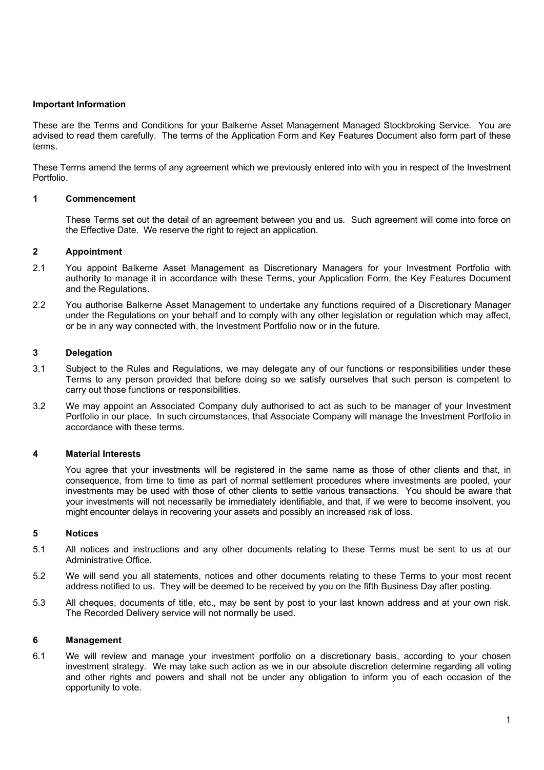**Important Information**

These are the Terms and Conditions for your Balkerne Asset Management Managed Stockbroking Service. You are advised to read them carefully. The terms of the Application Form and Key Features Document also form part of these terms.

These Terms amend the terms of any agreement which we previously entered into with you in respect of the Investment Portfolio.

## 1 Commencement

These Terms set out the detail of an agreement between you and us. Such agreement will come into force on the Effective Date. We reserve the right to reject an application.

## 2 Appointment

2.1 You appoint Balkerne Asset Management as Discretionary Managers for your Investment Portfolio with authority to manage it in accordance with these Terms, your Application Form, the Key Features Document and the Regulations.

2.2 You authorise Balkerne Asset Management to undertake any functions required of a Discretionary Manager under the Regulations on your behalf and to comply with any other legislation or regulation which may affect, or be in any way connected with, the Investment Portfolio now or in the future.

## 3 Delegation

3.1 Subject to the Rules and Regulations, we may delegate any of our functions or responsibilities under these Terms to any person provided that before doing so we satisfy ourselves that such person is competent to carry out those functions or responsibilities.

3.2 We may appoint an Associated Company duly authorised to act as such to be manager of your Investment Portfolio in our place. In such circumstances, that Associate Company will manage the Investment Portfolio in accordance with these terms.

## 4 Material Interests

You agree that your investments will be registered in the same name as those of other clients and that, in consequence, from time to time as part of normal settlement procedures where investments are pooled, your investments may be used with those of other clients to settle various transactions. You should be aware that your investments will not necessarily be immediately identifiable, and that, if we were to become insolvent, you might encounter delays in recovering your assets and possibly an increased risk of loss.

## 5 Notices

5.1 All notices and instructions and any other documents relating to these Terms must be sent to us at our Administrative Office.

5.2 We will send you all statements, notices and other documents relating to these Terms to your most recent address notified to us. They will be deemed to be received by you on the fifth Business Day after posting.

5.3 All cheques, documents of title, etc., may be sent by post to your last known address and at your own risk. The Recorded Delivery service will not normally be used.

## 6 Management

6.1 We will review and manage your investment portfolio on a discretionary basis, according to your chosen investment strategy. We may take such action as we in our absolute discretion determine regarding all voting and other rights and powers and shall not be under any obligation to inform you of each occasion of the opportunity to vote.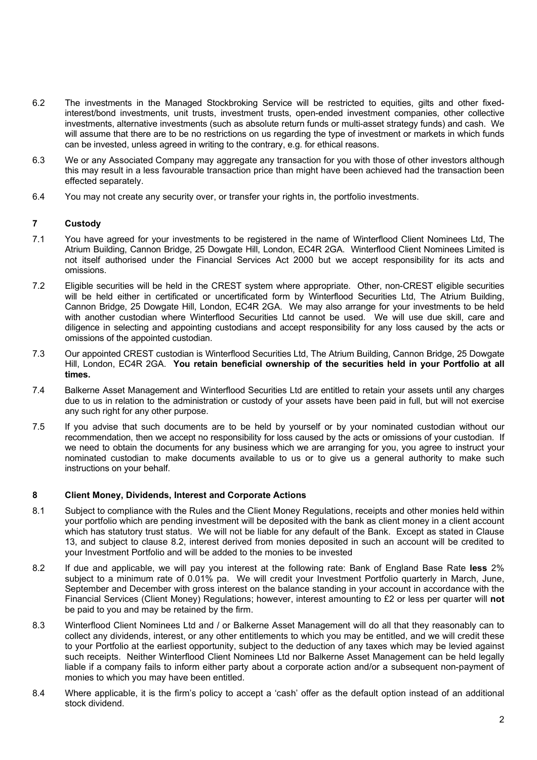6.2 The investments in the Managed Stockbroking Service will be restricted to equities, gilts and other fixed-interest/bond investments, unit trusts, investment trusts, open-ended investment companies, other collective investments, alternative investments (such as absolute return funds or multi-asset strategy funds) and cash. We will assume that there are to be no restrictions on us regarding the type of investment or markets in which funds can be invested, unless agreed in writing to the contrary, e.g. for ethical reasons.

6.3 We or any Associated Company may aggregate any transaction for you with those of other investors although this may result in a less favourable transaction price than might have been achieved had the transaction been effected separately.

6.4 You may not create any security over, or transfer your rights in, the portfolio investments.

## 7 Custody

7.1 You have agreed for your investments to be registered in the name of Winterflood Client Nominees Ltd, The Atrium Building, Cannon Bridge, 25 Dowgate Hill, London, EC4R 2GA. Winterflood Client Nominees Limited is not itself authorised under the Financial Services Act 2000 but we accept responsibility for its acts and omissions.

7.2 Eligible securities will be held in the CREST system where appropriate. Other, non-CREST eligible securities will be held either in certificated or uncertificated form by Winterflood Securities Ltd, The Atrium Building, Cannon Bridge, 25 Dowgate Hill, London, EC4R 2GA. We may also arrange for your investments to be held with another custodian where Winterflood Securities Ltd cannot be used. We will use due skill, care and diligence in selecting and appointing custodians and accept responsibility for any loss caused by the acts or omissions of the appointed custodian.

7.3 Our appointed CREST custodian is Winterflood Securities Ltd, The Atrium Building, Cannon Bridge, 25 Dowgate Hill, London, EC4R 2GA. **You retain beneficial ownership of the securities held in your Portfolio at all times.**

7.4 Balkerne Asset Management and Winterflood Securities Ltd are entitled to retain your assets until any charges due to us in relation to the administration or custody of your assets have been paid in full, but will not exercise any such right for any other purpose.

7.5 If you advise that such documents are to be held by yourself or by your nominated custodian without our recommendation, then we accept no responsibility for loss caused by the acts or omissions of your custodian. If we need to obtain the documents for any business which we are arranging for you, you agree to instruct your nominated custodian to make documents available to us or to give us a general authority to make such instructions on your behalf.

## 8 Client Money, Dividends, Interest and Corporate Actions

8.1 Subject to compliance with the Rules and the Client Money Regulations, receipts and other monies held within your portfolio which are pending investment will be deposited with the bank as client money in a client account which has statutory trust status. We will not be liable for any default of the Bank. Except as stated in Clause 13, and subject to clause 8.2, interest derived from monies deposited in such an account will be credited to your Investment Portfolio and will be added to the monies to be invested

8.2 If due and applicable, we will pay you interest at the following rate: Bank of England Base Rate **less** 2% subject to a minimum rate of 0.01% pa. We will credit your Investment Portfolio quarterly in March, June, September and December with gross interest on the balance standing in your account in accordance with the Financial Services (Client Money) Regulations; however, interest amounting to £2 or less per quarter will **not** be paid to you and may be retained by the firm.

8.3 Winterflood Client Nominees Ltd and / or Balkerne Asset Management will do all that they reasonably can to collect any dividends, interest, or any other entitlements to which you may be entitled, and we will credit these to your Portfolio at the earliest opportunity, subject to the deduction of any taxes which may be levied against such receipts. Neither Winterflood Client Nominees Ltd nor Balkerne Asset Management can be held legally liable if a company fails to inform either party about a corporate action and/or a subsequent non-payment of monies to which you may have been entitled.

8.4 Where applicable, it is the firm's policy to accept a 'cash' offer as the default option instead of an additional stock dividend.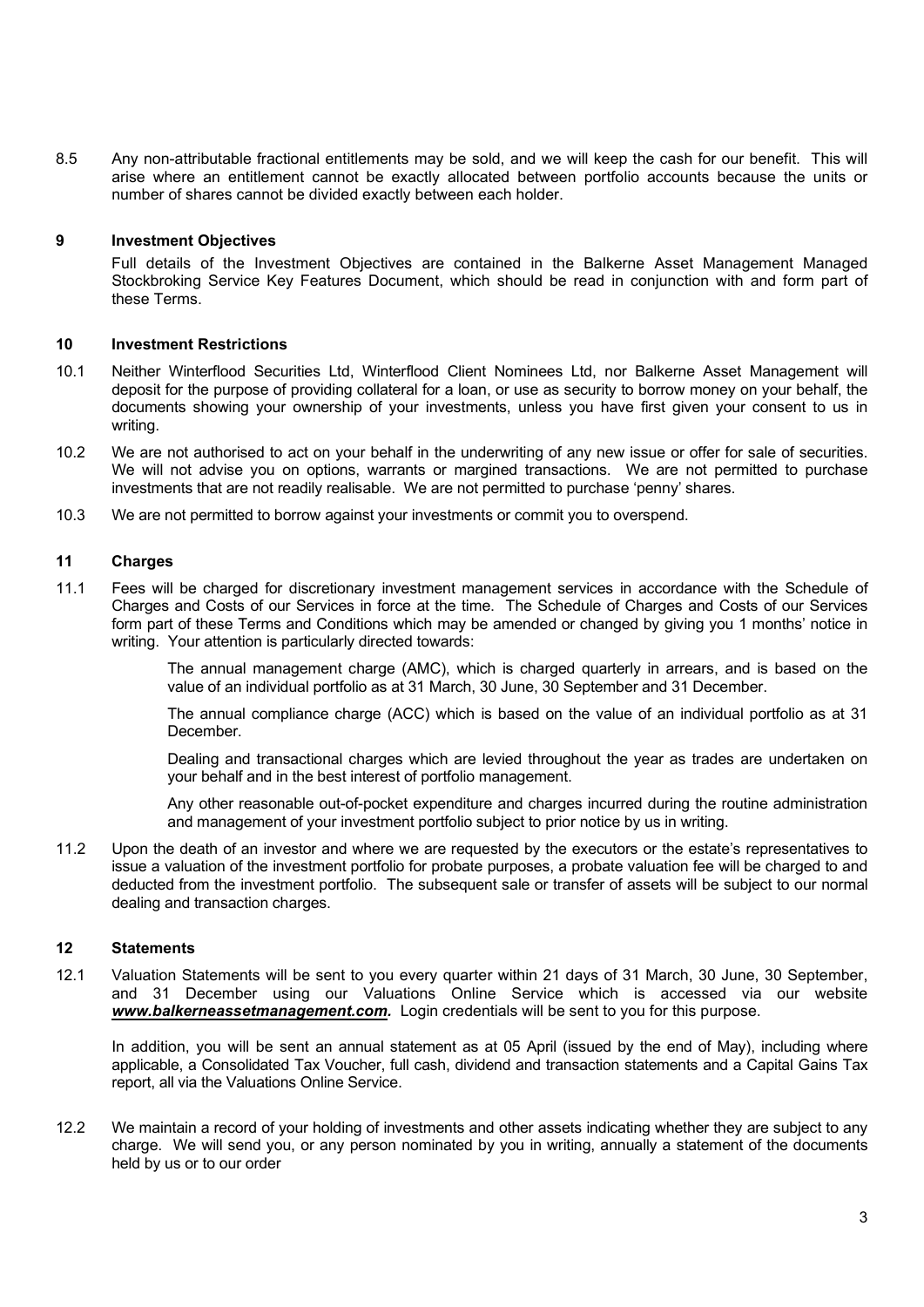8.5 Any non-attributable fractional entitlements may be sold, and we will keep the cash for our benefit. This will arise where an entitlement cannot be exactly allocated between portfolio accounts because the units or number of shares cannot be divided exactly between each holder.

## 9 Investment Objectives

Full details of the Investment Objectives are contained in the Balkerne Asset Management Managed Stockbroking Service Key Features Document, which should be read in conjunction with and form part of these Terms.

## 10 Investment Restrictions

10.1 Neither Winterflood Securities Ltd, Winterflood Client Nominees Ltd, nor Balkerne Asset Management will deposit for the purpose of providing collateral for a loan, or use as security to borrow money on your behalf, the documents showing your ownership of your investments, unless you have first given your consent to us in writing.

10.2 We are not authorised to act on your behalf in the underwriting of any new issue or offer for sale of securities. We will not advise you on options, warrants or margined transactions. We are not permitted to purchase investments that are not readily realisable. We are not permitted to purchase 'penny' shares.

10.3 We are not permitted to borrow against your investments or commit you to overspend.

## 11 Charges

11.1 Fees will be charged for discretionary investment management services in accordance with the Schedule of Charges and Costs of our Services in force at the time. The Schedule of Charges and Costs of our Services form part of these Terms and Conditions which may be amended or changed by giving you 1 months' notice in writing. Your attention is particularly directed towards:

The annual management charge (AMC), which is charged quarterly in arrears, and is based on the value of an individual portfolio as at 31 March, 30 June, 30 September and 31 December.

The annual compliance charge (ACC) which is based on the value of an individual portfolio as at 31 December.

Dealing and transactional charges which are levied throughout the year as trades are undertaken on your behalf and in the best interest of portfolio management.

Any other reasonable out-of-pocket expenditure and charges incurred during the routine administration and management of your investment portfolio subject to prior notice by us in writing.

11.2 Upon the death of an investor and where we are requested by the executors or the estate's representatives to issue a valuation of the investment portfolio for probate purposes, a probate valuation fee will be charged to and deducted from the investment portfolio. The subsequent sale or transfer of assets will be subject to our normal dealing and transaction charges.

## 12 Statements

12.1 Valuation Statements will be sent to you every quarter within 21 days of 31 March, 30 June, 30 September, and 31 December using our Valuations Online Service which is accessed via our website ***www.balkerneassetmanagement.com.*** Login credentials will be sent to you for this purpose.

In addition, you will be sent an annual statement as at 05 April (issued by the end of May), including where applicable, a Consolidated Tax Voucher, full cash, dividend and transaction statements and a Capital Gains Tax report, all via the Valuations Online Service.

12.2 We maintain a record of your holding of investments and other assets indicating whether they are subject to any charge. We will send you, or any person nominated by you in writing, annually a statement of the documents held by us or to our order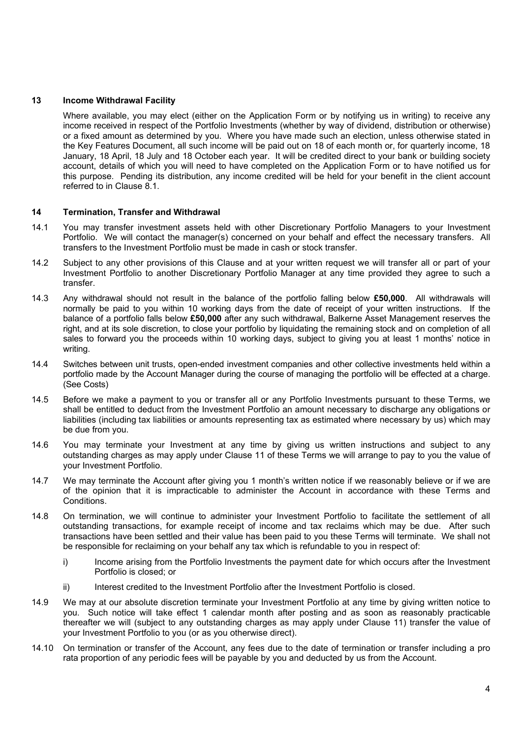## 13 Income Withdrawal Facility

Where available, you may elect (either on the Application Form or by notifying us in writing) to receive any income received in respect of the Portfolio Investments (whether by way of dividend, distribution or otherwise) or a fixed amount as determined by you. Where you have made such an election, unless otherwise stated in the Key Features Document, all such income will be paid out on 18 of each month or, for quarterly income, 18 January, 18 April, 18 July and 18 October each year. It will be credited direct to your bank or building society account, details of which you will need to have completed on the Application Form or to have notified us for this purpose. Pending its distribution, any income credited will be held for your benefit in the client account referred to in Clause 8.1.

## 14 Termination, Transfer and Withdrawal

14.1 You may transfer investment assets held with other Discretionary Portfolio Managers to your Investment Portfolio. We will contact the manager(s) concerned on your behalf and effect the necessary transfers. All transfers to the Investment Portfolio must be made in cash or stock transfer.

14.2 Subject to any other provisions of this Clause and at your written request we will transfer all or part of your Investment Portfolio to another Discretionary Portfolio Manager at any time provided they agree to such a transfer.

14.3 Any withdrawal should not result in the balance of the portfolio falling below **£50,000**. All withdrawals will normally be paid to you within 10 working days from the date of receipt of your written instructions. If the balance of a portfolio falls below **£50,000** after any such withdrawal, Balkerne Asset Management reserves the right, and at its sole discretion, to close your portfolio by liquidating the remaining stock and on completion of all sales to forward you the proceeds within 10 working days, subject to giving you at least 1 months' notice in writing.

14.4 Switches between unit trusts, open-ended investment companies and other collective investments held within a portfolio made by the Account Manager during the course of managing the portfolio will be effected at a charge. (See Costs)

14.5 Before we make a payment to you or transfer all or any Portfolio Investments pursuant to these Terms, we shall be entitled to deduct from the Investment Portfolio an amount necessary to discharge any obligations or liabilities (including tax liabilities or amounts representing tax as estimated where necessary by us) which may be due from you.

14.6 You may terminate your Investment at any time by giving us written instructions and subject to any outstanding charges as may apply under Clause 11 of these Terms we will arrange to pay to you the value of your Investment Portfolio.

14.7 We may terminate the Account after giving you 1 month's written notice if we reasonably believe or if we are of the opinion that it is impracticable to administer the Account in accordance with these Terms and Conditions.

14.8 On termination, we will continue to administer your Investment Portfolio to facilitate the settlement of all outstanding transactions, for example receipt of income and tax reclaims which may be due. After such transactions have been settled and their value has been paid to you these Terms will terminate. We shall not be responsible for reclaiming on your behalf any tax which is refundable to you in respect of:

i) Income arising from the Portfolio Investments the payment date for which occurs after the Investment Portfolio is closed; or

ii) Interest credited to the Investment Portfolio after the Investment Portfolio is closed.

14.9 We may at our absolute discretion terminate your Investment Portfolio at any time by giving written notice to you. Such notice will take effect 1 calendar month after posting and as soon as reasonably practicable thereafter we will (subject to any outstanding charges as may apply under Clause 11) transfer the value of your Investment Portfolio to you (or as you otherwise direct).

14.10 On termination or transfer of the Account, any fees due to the date of termination or transfer including a pro rata proportion of any periodic fees will be payable by you and deducted by us from the Account.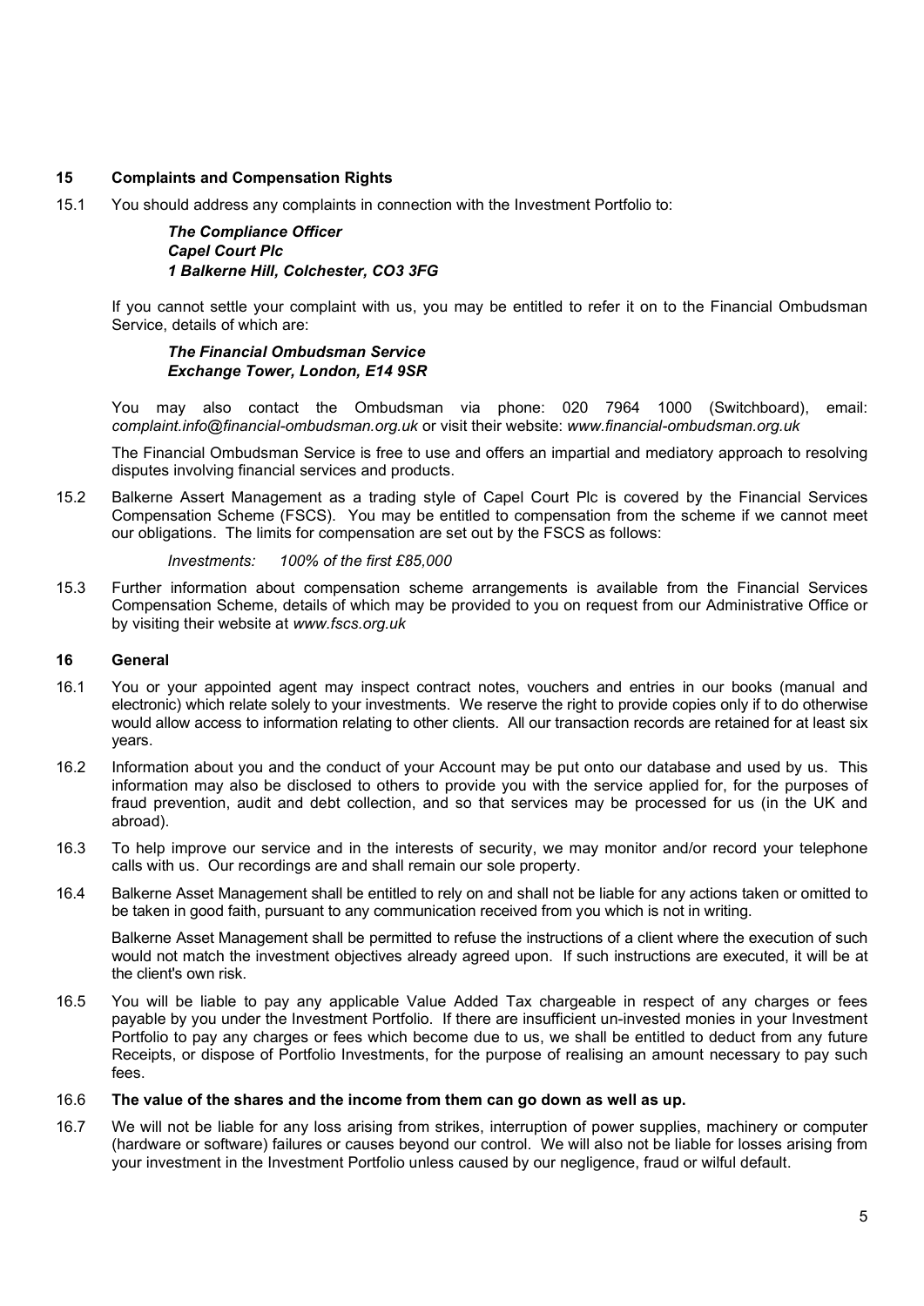## 15 Complaints and Compensation Rights

15.1 You should address any complaints in connection with the Investment Portfolio to:

***The Compliance Officer***
***Capel Court Plc***
***1 Balkerne Hill, Colchester, CO3 3FG***

If you cannot settle your complaint with us, you may be entitled to refer it on to the Financial Ombudsman Service, details of which are:

***The Financial Ombudsman Service***
***Exchange Tower, London, E14 9SR***

You may also contact the Ombudsman via phone: 020 7964 1000 (Switchboard), email: *complaint.info@financial-ombudsman.org.uk* or visit their website: *www.financial-ombudsman.org.uk*

The Financial Ombudsman Service is free to use and offers an impartial and mediatory approach to resolving disputes involving financial services and products.

15.2 Balkerne Assert Management as a trading style of Capel Court Plc is covered by the Financial Services Compensation Scheme (FSCS). You may be entitled to compensation from the scheme if we cannot meet our obligations. The limits for compensation are set out by the FSCS as follows:

*Investments: 100% of the first £85,000*

15.3 Further information about compensation scheme arrangements is available from the Financial Services Compensation Scheme, details of which may be provided to you on request from our Administrative Office or by visiting their website at *www.fscs.org.uk*

## 16 General

16.1 You or your appointed agent may inspect contract notes, vouchers and entries in our books (manual and electronic) which relate solely to your investments. We reserve the right to provide copies only if to do otherwise would allow access to information relating to other clients. All our transaction records are retained for at least six years.

16.2 Information about you and the conduct of your Account may be put onto our database and used by us. This information may also be disclosed to others to provide you with the service applied for, for the purposes of fraud prevention, audit and debt collection, and so that services may be processed for us (in the UK and abroad).

16.3 To help improve our service and in the interests of security, we may monitor and/or record your telephone calls with us. Our recordings are and shall remain our sole property.

16.4 Balkerne Asset Management shall be entitled to rely on and shall not be liable for any actions taken or omitted to be taken in good faith, pursuant to any communication received from you which is not in writing.

Balkerne Asset Management shall be permitted to refuse the instructions of a client where the execution of such would not match the investment objectives already agreed upon. If such instructions are executed, it will be at the client's own risk.

16.5 You will be liable to pay any applicable Value Added Tax chargeable in respect of any charges or fees payable by you under the Investment Portfolio. If there are insufficient un-invested monies in your Investment Portfolio to pay any charges or fees which become due to us, we shall be entitled to deduct from any future Receipts, or dispose of Portfolio Investments, for the purpose of realising an amount necessary to pay such fees.

16.6 **The value of the shares and the income from them can go down as well as up.**

16.7 We will not be liable for any loss arising from strikes, interruption of power supplies, machinery or computer (hardware or software) failures or causes beyond our control. We will also not be liable for losses arising from your investment in the Investment Portfolio unless caused by our negligence, fraud or wilful default.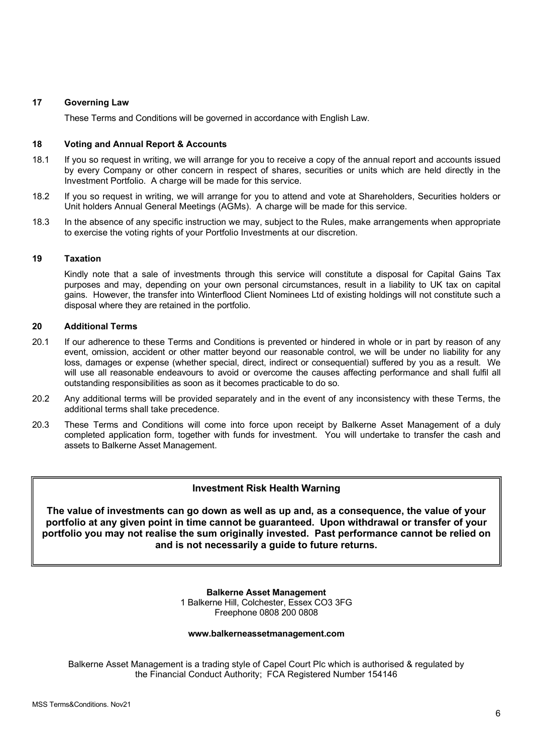## 17 Governing Law

These Terms and Conditions will be governed in accordance with English Law.

## 18 Voting and Annual Report & Accounts

18.1 If you so request in writing, we will arrange for you to receive a copy of the annual report and accounts issued by every Company or other concern in respect of shares, securities or units which are held directly in the Investment Portfolio. A charge will be made for this service.

18.2 If you so request in writing, we will arrange for you to attend and vote at Shareholders, Securities holders or Unit holders Annual General Meetings (AGMs). A charge will be made for this service.

18.3 In the absence of any specific instruction we may, subject to the Rules, make arrangements when appropriate to exercise the voting rights of your Portfolio Investments at our discretion.

## 19 Taxation

Kindly note that a sale of investments through this service will constitute a disposal for Capital Gains Tax purposes and may, depending on your own personal circumstances, result in a liability to UK tax on capital gains. However, the transfer into Winterflood Client Nominees Ltd of existing holdings will not constitute such a disposal where they are retained in the portfolio.

## 20 Additional Terms

20.1 If our adherence to these Terms and Conditions is prevented or hindered in whole or in part by reason of any event, omission, accident or other matter beyond our reasonable control, we will be under no liability for any loss, damages or expense (whether special, direct, indirect or consequential) suffered by you as a result. We will use all reasonable endeavours to avoid or overcome the causes affecting performance and shall fulfil all outstanding responsibilities as soon as it becomes practicable to do so.

20.2 Any additional terms will be provided separately and in the event of any inconsistency with these Terms, the additional terms shall take precedence.

20.3 These Terms and Conditions will come into force upon receipt by Balkerne Asset Management of a duly completed application form, together with funds for investment. You will undertake to transfer the cash and assets to Balkerne Asset Management.

**Investment Risk Health Warning**

**The value of investments can go down as well as up and, as a consequence, the value of your portfolio at any given point in time cannot be guaranteed. Upon withdrawal or transfer of your portfolio you may not realise the sum originally invested. Past performance cannot be relied on and is not necessarily a guide to future returns.**

**Balkerne Asset Management**
1 Balkerne Hill, Colchester, Essex CO3 3FG
Freephone 0808 200 0808

**www.balkerneassetmanagement.com**

Balkerne Asset Management is a trading style of Capel Court Plc which is authorised & regulated by the Financial Conduct Authority; FCA Registered Number 154146

MSS Terms&Conditions. Nov21